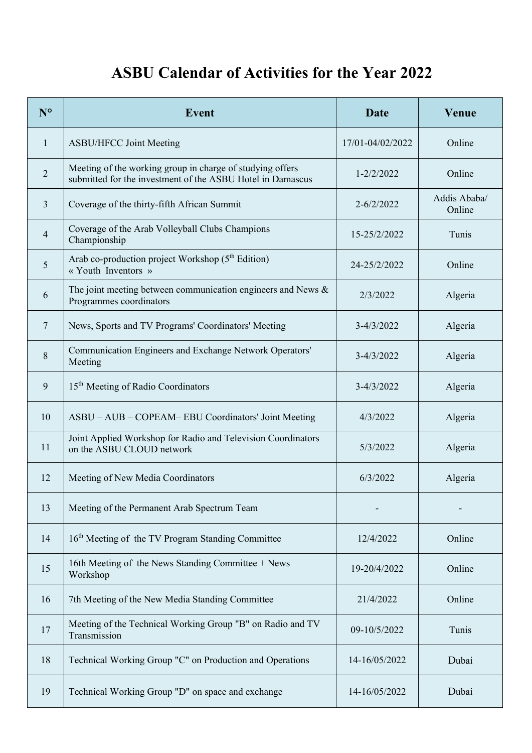# ASBU Calendar of Activities for the Year 2022

| N° | Event | Date | Venue |
|---|---|---|---|
| 1 | ASBU/HFCC Joint Meeting | 17/01-04/02/2022 | Online |
| 2 | Meeting of the working group in charge of studying offers submitted for the investment of the ASBU Hotel in Damascus | 1-2/2/2022 | Online |
| 3 | Coverage of the thirty-fifth African Summit | 2-6/2/2022 | Addis Ababa/ Online |
| 4 | Coverage of the Arab Volleyball Clubs Champions Championship | 15-25/2/2022 | Tunis |
| 5 | Arab co-production project Workshop (5th Edition) « Youth Inventors » | 24-25/2/2022 | Online |
| 6 | The joint meeting between communication engineers and News & Programmes coordinators | 2/3/2022 | Algeria |
| 7 | News, Sports and TV Programs' Coordinators' Meeting | 3-4/3/2022 | Algeria |
| 8 | Communication Engineers and Exchange Network Operators' Meeting | 3-4/3/2022 | Algeria |
| 9 | 15th Meeting of Radio Coordinators | 3-4/3/2022 | Algeria |
| 10 | ASBU – AUB – COPEAM– EBU Coordinators' Joint Meeting | 4/3/2022 | Algeria |
| 11 | Joint Applied Workshop for Radio and Television Coordinators on the ASBU CLOUD network | 5/3/2022 | Algeria |
| 12 | Meeting of New Media Coordinators | 6/3/2022 | Algeria |
| 13 | Meeting of the Permanent Arab Spectrum Team | - | - |
| 14 | 16th Meeting of the TV Program Standing Committee | 12/4/2022 | Online |
| 15 | 16th Meeting of the News Standing Committee + News Workshop | 19-20/4/2022 | Online |
| 16 | 7th Meeting of the New Media Standing Committee | 21/4/2022 | Online |
| 17 | Meeting of the Technical Working Group "B" on Radio and TV Transmission | 09-10/5/2022 | Tunis |
| 18 | Technical Working Group "C" on Production and Operations | 14-16/05/2022 | Dubai |
| 19 | Technical Working Group "D" on space and exchange | 14-16/05/2022 | Dubai |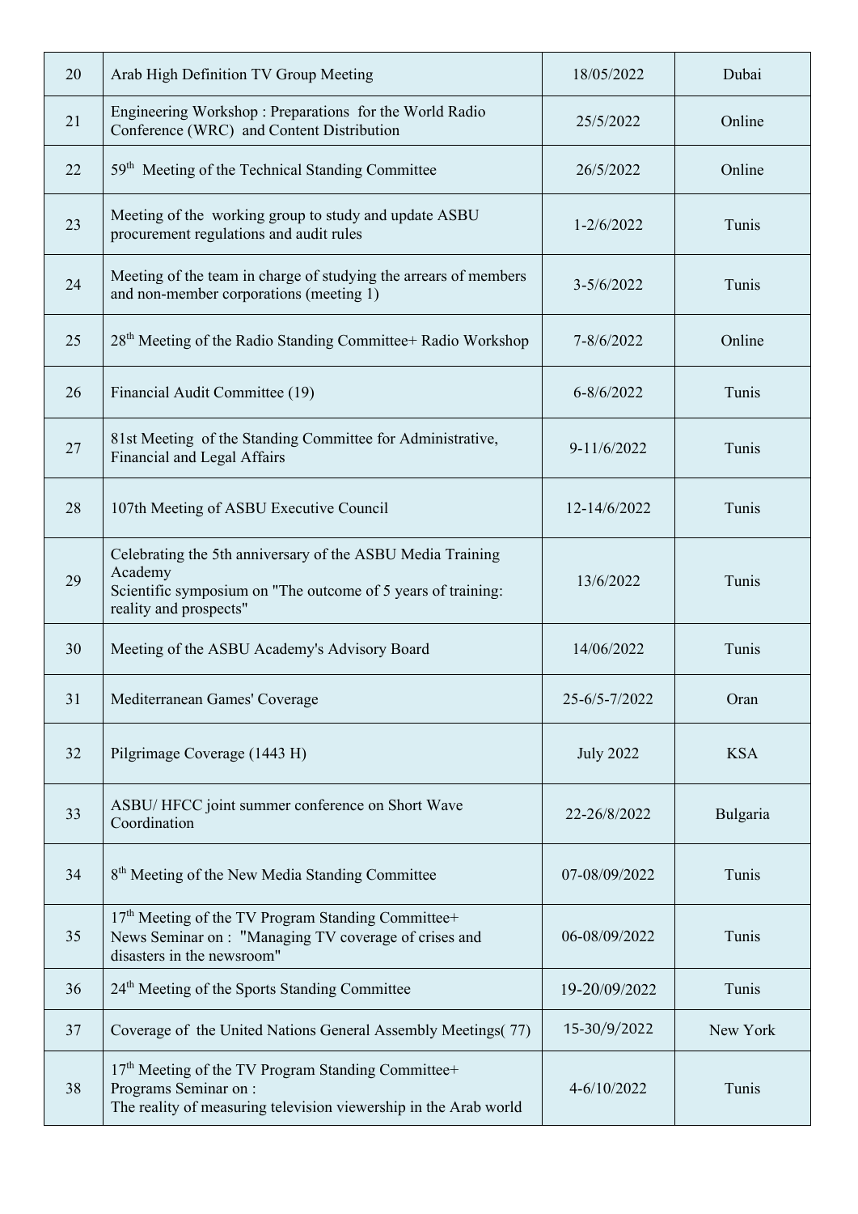| 20 | Arab High Definition TV Group Meeting | 18/05/2022 | Dubai |
|---|---|---|---|
| 21 | Engineering Workshop : Preparations for the World Radio Conference (WRC) and Content Distribution | 25/5/2022 | Online |
| 22 | 59th Meeting of the Technical Standing Committee | 26/5/2022 | Online |
| 23 | Meeting of the working group to study and update ASBU procurement regulations and audit rules | 1-2/6/2022 | Tunis |
| 24 | Meeting of the team in charge of studying the arrears of members and non-member corporations (meeting 1) | 3-5/6/2022 | Tunis |
| 25 | 28th Meeting of the Radio Standing Committee+ Radio Workshop | 7-8/6/2022 | Online |
| 26 | Financial Audit Committee (19) | 6-8/6/2022 | Tunis |
| 27 | 81st Meeting of the Standing Committee for Administrative, Financial and Legal Affairs | 9-11/6/2022 | Tunis |
| 28 | 107th Meeting of ASBU Executive Council | 12-14/6/2022 | Tunis |
| 29 | Celebrating the 5th anniversary of the ASBU Media Training Academy<br>Scientific symposium on "The outcome of 5 years of training: reality and prospects" | 13/6/2022 | Tunis |
| 30 | Meeting of the ASBU Academy's Advisory Board | 14/06/2022 | Tunis |
| 31 | Mediterranean Games' Coverage | 25-6/5-7/2022 | Oran |
| 32 | Pilgrimage Coverage (1443 H) | July 2022 | KSA |
| 33 | ASBU/ HFCC joint summer conference on Short Wave Coordination | 22-26/8/2022 | Bulgaria |
| 34 | 8th Meeting of the New Media Standing Committee | 07-08/09/2022 | Tunis |
| 35 | 17th Meeting of the TV Program Standing Committee+<br>News Seminar on : "Managing TV coverage of crises and disasters in the newsroom" | 06-08/09/2022 | Tunis |
| 36 | 24th Meeting of the Sports Standing Committee | 19-20/09/2022 | Tunis |
| 37 | Coverage of the United Nations General Assembly Meetings( 77) | 15-30/9/2022 | New York |
| 38 | 17th Meeting of the TV Program Standing Committee+<br>Programs Seminar on :<br>The reality of measuring television viewership in the Arab world | 4-6/10/2022 | Tunis |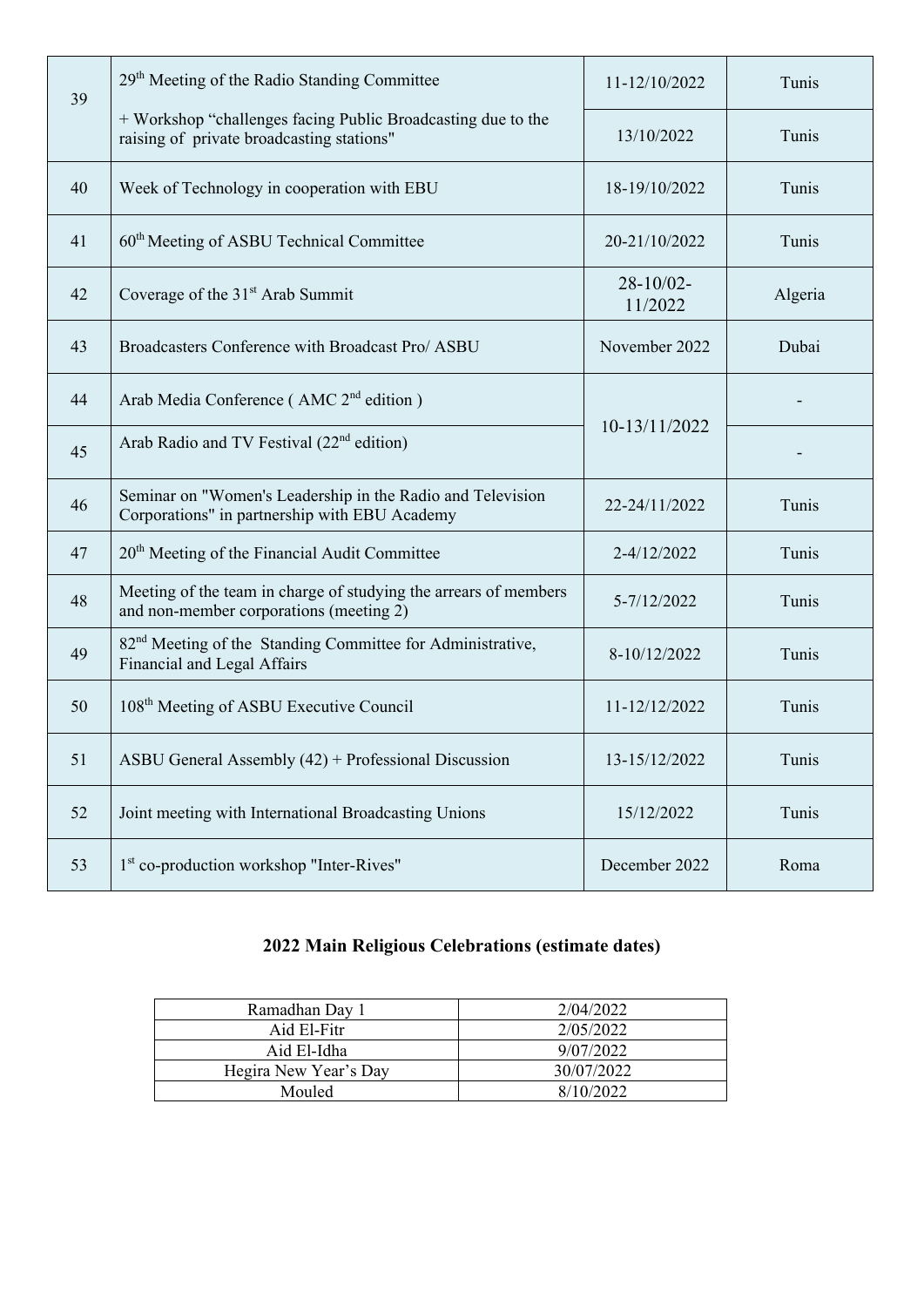| | | | |
|---|---|---|---|
| 39 | 29th Meeting of the Radio Standing Committee | 11-12/10/2022 | Tunis |
| | + Workshop “challenges facing Public Broadcasting due to the raising of private broadcasting stations" | 13/10/2022 | Tunis |
| 40 | Week of Technology in cooperation with EBU | 18-19/10/2022 | Tunis |
| 41 | 60th Meeting of ASBU Technical Committee | 20-21/10/2022 | Tunis |
| 42 | Coverage of the 31st Arab Summit | 28-10/02-11/2022 | Algeria |
| 43 | Broadcasters Conference with Broadcast Pro/ ASBU | November 2022 | Dubai |
| 44 | Arab Media Conference ( AMC 2nd edition ) | 10-13/11/2022 | - |
| 45 | Arab Radio and TV Festival (22nd edition) | | - |
| 46 | Seminar on "Women's Leadership in the Radio and Television Corporations" in partnership with EBU Academy | 22-24/11/2022 | Tunis |
| 47 | 20th Meeting of the Financial Audit Committee | 2-4/12/2022 | Tunis |
| 48 | Meeting of the team in charge of studying the arrears of members and non-member corporations (meeting 2) | 5-7/12/2022 | Tunis |
| 49 | 82nd Meeting of the Standing Committee for Administrative, Financial and Legal Affairs | 8-10/12/2022 | Tunis |
| 50 | 108th Meeting of ASBU Executive Council | 11-12/12/2022 | Tunis |
| 51 | ASBU General Assembly (42) + Professional Discussion | 13-15/12/2022 | Tunis |
| 52 | Joint meeting with International Broadcasting Unions | 15/12/2022 | Tunis |
| 53 | 1st co-production workshop "Inter-Rives" | December 2022 | Roma |

## 2022 Main Religious Celebrations (estimate dates)

| | |
|---|---|
| Ramadhan Day 1 | 2/04/2022 |
| Aid El-Fitr | 2/05/2022 |
| Aid El-Idha | 9/07/2022 |
| Hegira New Year’s Day | 30/07/2022 |
| Mouled | 8/10/2022 |